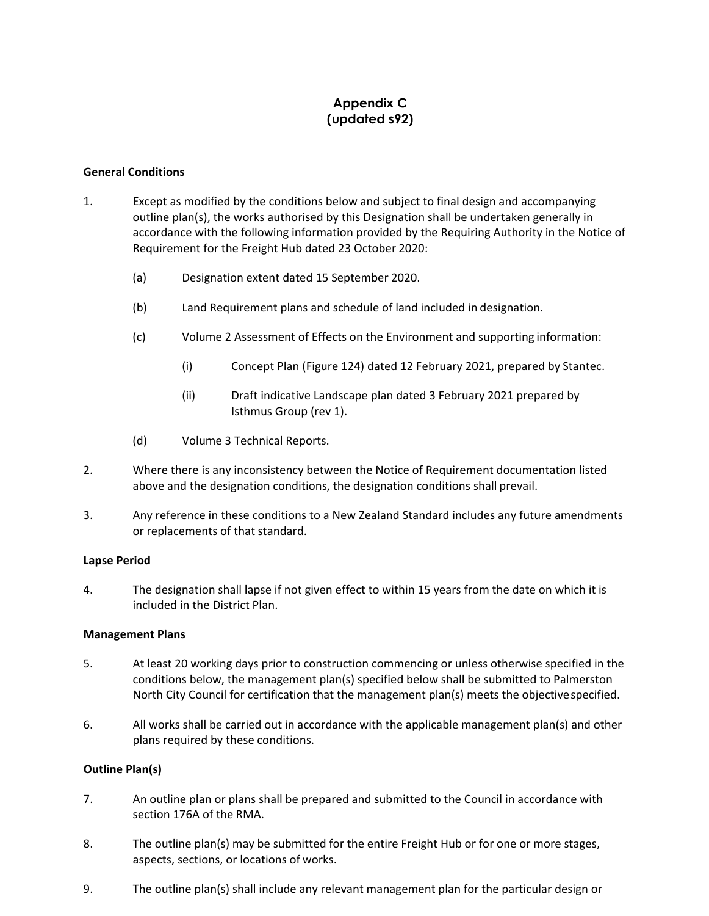# Appendix C
# (updated s92)

**General Conditions**

1. Except as modified by the conditions below and subject to final design and accompanying outline plan(s), the works authorised by this Designation shall be undertaken generally in accordance with the following information provided by the Requiring Authority in the Notice of Requirement for the Freight Hub dated 23 October 2020:

   (a) Designation extent dated 15 September 2020.

   (b) Land Requirement plans and schedule of land included in designation.

   (c) Volume 2 Assessment of Effects on the Environment and supporting information:

      (i) Concept Plan (Figure 124) dated 12 February 2021, prepared by Stantec.

      (ii) Draft indicative Landscape plan dated 3 February 2021 prepared by Isthmus Group (rev 1).

   (d) Volume 3 Technical Reports.

2. Where there is any inconsistency between the Notice of Requirement documentation listed above and the designation conditions, the designation conditions shall prevail.

3. Any reference in these conditions to a New Zealand Standard includes any future amendments or replacements of that standard.

**Lapse Period**

4. The designation shall lapse if not given effect to within 15 years from the date on which it is included in the District Plan.

**Management Plans**

5. At least 20 working days prior to construction commencing or unless otherwise specified in the conditions below, the management plan(s) specified below shall be submitted to Palmerston North City Council for certification that the management plan(s) meets the objective specified.

6. All works shall be carried out in accordance with the applicable management plan(s) and other plans required by these conditions.

**Outline Plan(s)**

7. An outline plan or plans shall be prepared and submitted to the Council in accordance with section 176A of the RMA.

8. The outline plan(s) may be submitted for the entire Freight Hub or for one or more stages, aspects, sections, or locations of works.

9. The outline plan(s) shall include any relevant management plan for the particular design or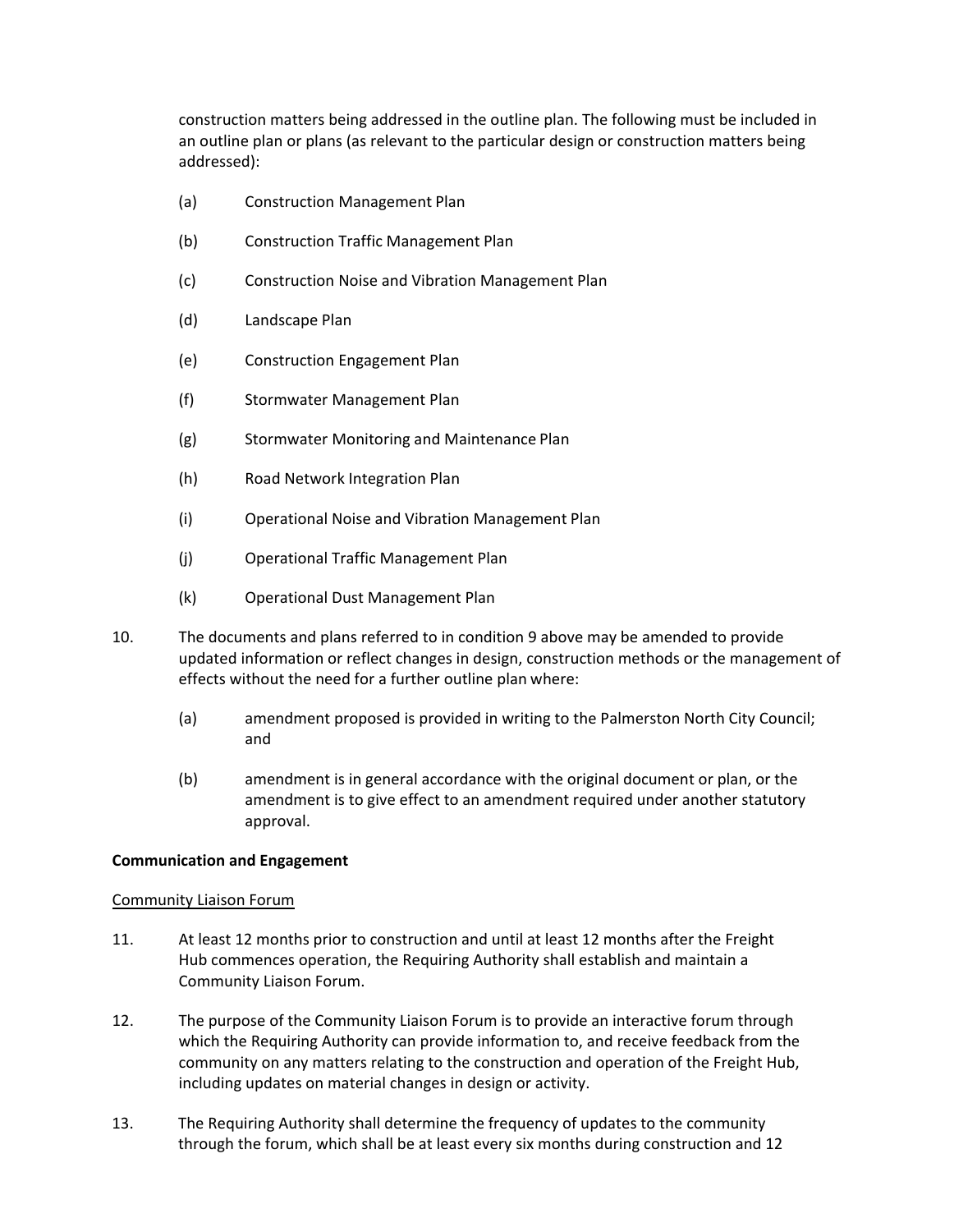construction matters being addressed in the outline plan. The following must be included in an outline plan or plans (as relevant to the particular design or construction matters being addressed):

(a) Construction Management Plan

(b) Construction Traffic Management Plan

(c) Construction Noise and Vibration Management Plan

(d) Landscape Plan

(e) Construction Engagement Plan

(f) Stormwater Management Plan

(g) Stormwater Monitoring and Maintenance Plan

(h) Road Network Integration Plan

(i) Operational Noise and Vibration Management Plan

(j) Operational Traffic Management Plan

(k) Operational Dust Management Plan

10. The documents and plans referred to in condition 9 above may be amended to provide updated information or reflect changes in design, construction methods or the management of effects without the need for a further outline plan where:

    (a) amendment proposed is provided in writing to the Palmerston North City Council; and

    (b) amendment is in general accordance with the original document or plan, or the amendment is to give effect to an amendment required under another statutory approval.

**Communication and Engagement**

Community Liaison Forum

11. At least 12 months prior to construction and until at least 12 months after the Freight Hub commences operation, the Requiring Authority shall establish and maintain a Community Liaison Forum.

12. The purpose of the Community Liaison Forum is to provide an interactive forum through which the Requiring Authority can provide information to, and receive feedback from the community on any matters relating to the construction and operation of the Freight Hub, including updates on material changes in design or activity.

13. The Requiring Authority shall determine the frequency of updates to the community through the forum, which shall be at least every six months during construction and 12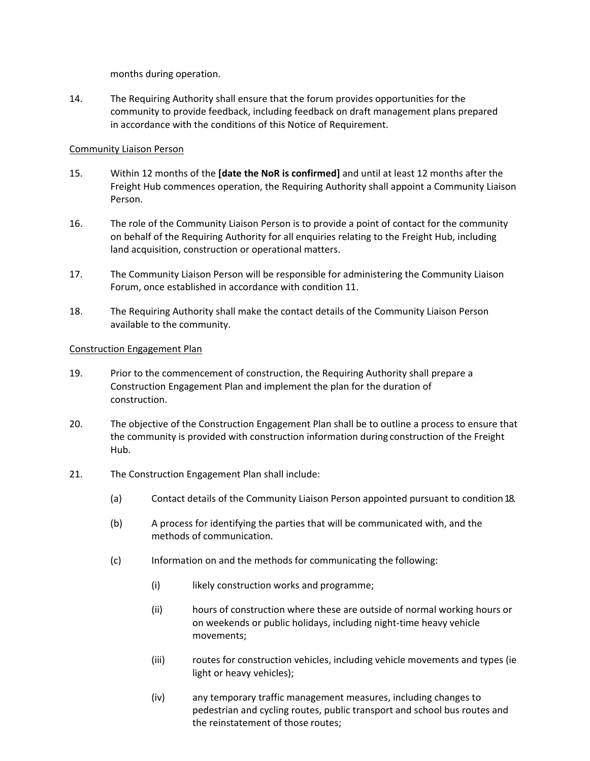months during operation.

14. The Requiring Authority shall ensure that the forum provides opportunities for the community to provide feedback, including feedback on draft management plans prepared in accordance with the conditions of this Notice of Requirement.

Community Liaison Person

15. Within 12 months of the **[date the NoR is confirmed]** and until at least 12 months after the Freight Hub commences operation, the Requiring Authority shall appoint a Community Liaison Person.

16. The role of the Community Liaison Person is to provide a point of contact for the community on behalf of the Requiring Authority for all enquiries relating to the Freight Hub, including land acquisition, construction or operational matters.

17. The Community Liaison Person will be responsible for administering the Community Liaison Forum, once established in accordance with condition 11.

18. The Requiring Authority shall make the contact details of the Community Liaison Person available to the community.

Construction Engagement Plan

19. Prior to the commencement of construction, the Requiring Authority shall prepare a Construction Engagement Plan and implement the plan for the duration of construction.

20. The objective of the Construction Engagement Plan shall be to outline a process to ensure that the community is provided with construction information during construction of the Freight Hub.

21. The Construction Engagement Plan shall include:

    (a) Contact details of the Community Liaison Person appointed pursuant to condition 18.

    (b) A process for identifying the parties that will be communicated with, and the methods of communication.

    (c) Information on and the methods for communicating the following:

        (i) likely construction works and programme;

        (ii) hours of construction where these are outside of normal working hours or on weekends or public holidays, including night-time heavy vehicle movements;

        (iii) routes for construction vehicles, including vehicle movements and types (ie light or heavy vehicles);

        (iv) any temporary traffic management measures, including changes to pedestrian and cycling routes, public transport and school bus routes and the reinstatement of those routes;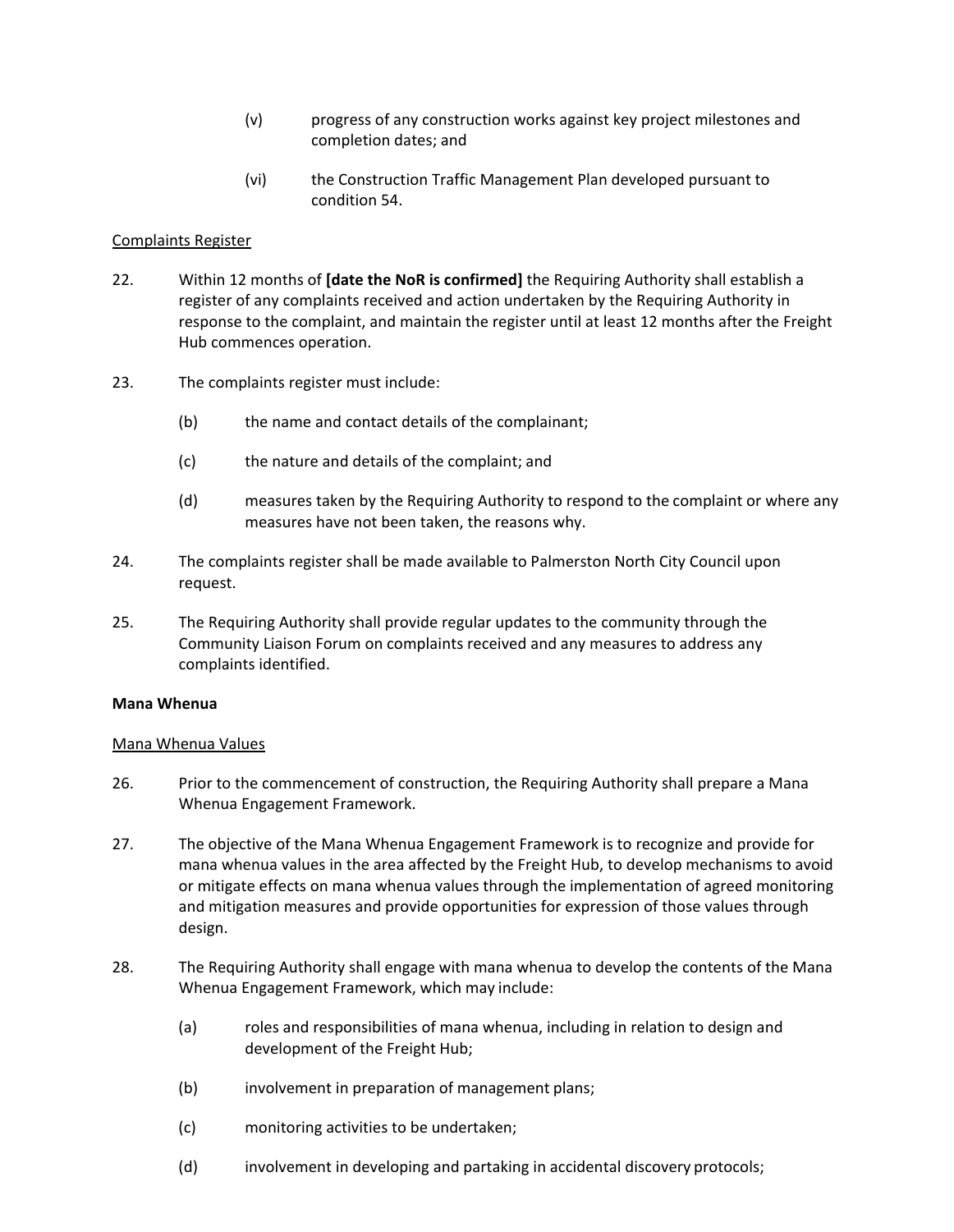(v) progress of any construction works against key project milestones and completion dates; and

(vi) the Construction Traffic Management Plan developed pursuant to condition 54.

<u>Complaints Register</u>

22. Within 12 months of **[date the NoR is confirmed]** the Requiring Authority shall establish a register of any complaints received and action undertaken by the Requiring Authority in response to the complaint, and maintain the register until at least 12 months after the Freight Hub commences operation.

23. The complaints register must include:

    (b) the name and contact details of the complainant;

    (c) the nature and details of the complaint; and

    (d) measures taken by the Requiring Authority to respond to the complaint or where any measures have not been taken, the reasons why.

24. The complaints register shall be made available to Palmerston North City Council upon request.

25. The Requiring Authority shall provide regular updates to the community through the Community Liaison Forum on complaints received and any measures to address any complaints identified.

**Mana Whenua**

<u>Mana Whenua Values</u>

26. Prior to the commencement of construction, the Requiring Authority shall prepare a Mana Whenua Engagement Framework.

27. The objective of the Mana Whenua Engagement Framework is to recognize and provide for mana whenua values in the area affected by the Freight Hub, to develop mechanisms to avoid or mitigate effects on mana whenua values through the implementation of agreed monitoring and mitigation measures and provide opportunities for expression of those values through design.

28. The Requiring Authority shall engage with mana whenua to develop the contents of the Mana Whenua Engagement Framework, which may include:

    (a) roles and responsibilities of mana whenua, including in relation to design and development of the Freight Hub;

    (b) involvement in preparation of management plans;

    (c) monitoring activities to be undertaken;

    (d) involvement in developing and partaking in accidental discovery protocols;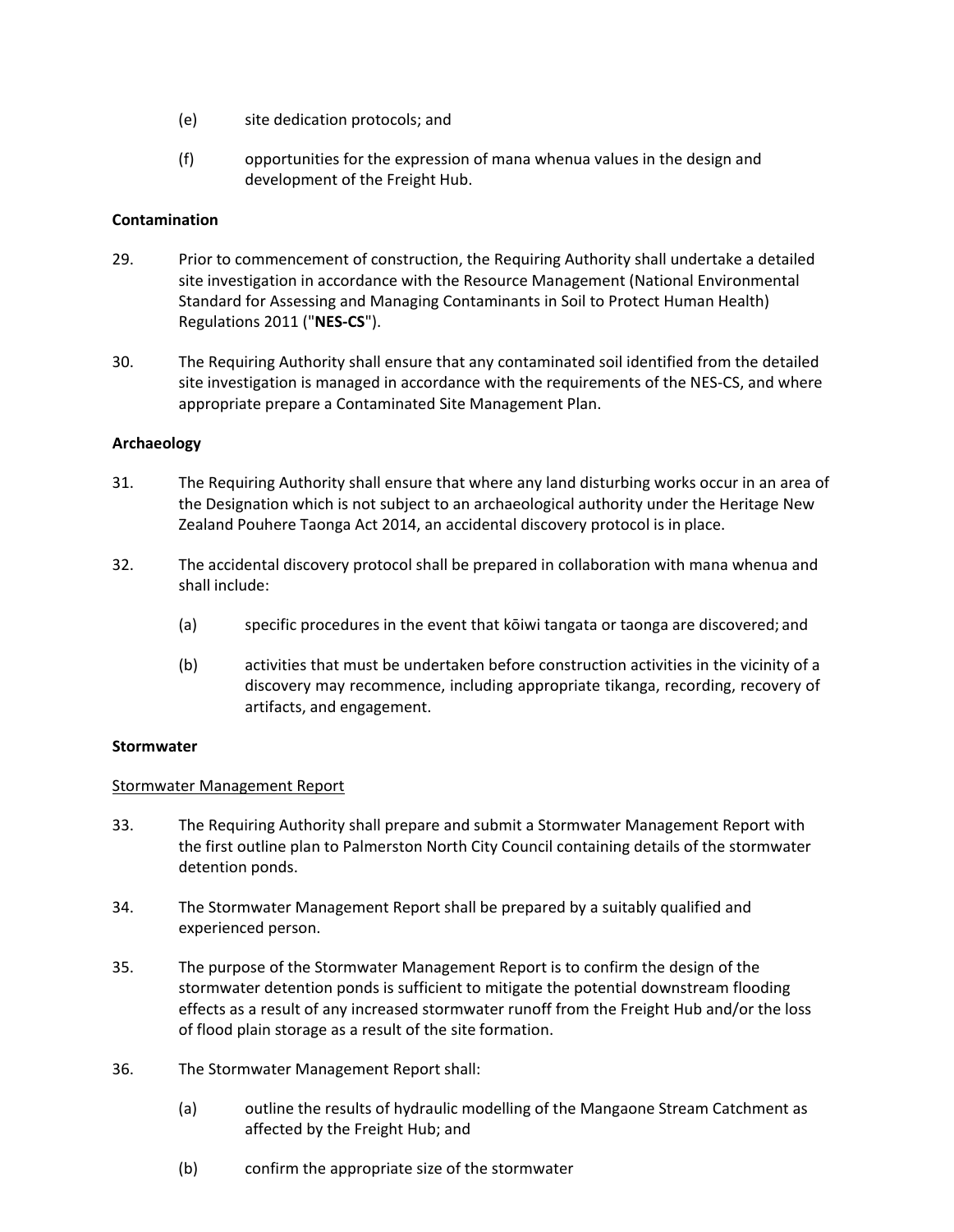(e) site dedication protocols; and

(f) opportunities for the expression of mana whenua values in the design and development of the Freight Hub.

**Contamination**

29. Prior to commencement of construction, the Requiring Authority shall undertake a detailed site investigation in accordance with the Resource Management (National Environmental Standard for Assessing and Managing Contaminants in Soil to Protect Human Health) Regulations 2011 ("**NES-CS**").

30. The Requiring Authority shall ensure that any contaminated soil identified from the detailed site investigation is managed in accordance with the requirements of the NES-CS, and where appropriate prepare a Contaminated Site Management Plan.

**Archaeology**

31. The Requiring Authority shall ensure that where any land disturbing works occur in an area of the Designation which is not subject to an archaeological authority under the Heritage New Zealand Pouhere Taonga Act 2014, an accidental discovery protocol is in place.

32. The accidental discovery protocol shall be prepared in collaboration with mana whenua and shall include:

    (a) specific procedures in the event that kōiwi tangata or taonga are discovered; and

    (b) activities that must be undertaken before construction activities in the vicinity of a discovery may recommence, including appropriate tikanga, recording, recovery of artifacts, and engagement.

**Stormwater**

<u>Stormwater Management Report</u>

33. The Requiring Authority shall prepare and submit a Stormwater Management Report with the first outline plan to Palmerston North City Council containing details of the stormwater detention ponds.

34. The Stormwater Management Report shall be prepared by a suitably qualified and experienced person.

35. The purpose of the Stormwater Management Report is to confirm the design of the stormwater detention ponds is sufficient to mitigate the potential downstream flooding effects as a result of any increased stormwater runoff from the Freight Hub and/or the loss of flood plain storage as a result of the site formation.

36. The Stormwater Management Report shall:

    (a) outline the results of hydraulic modelling of the Mangaone Stream Catchment as affected by the Freight Hub; and

    (b) confirm the appropriate size of the stormwater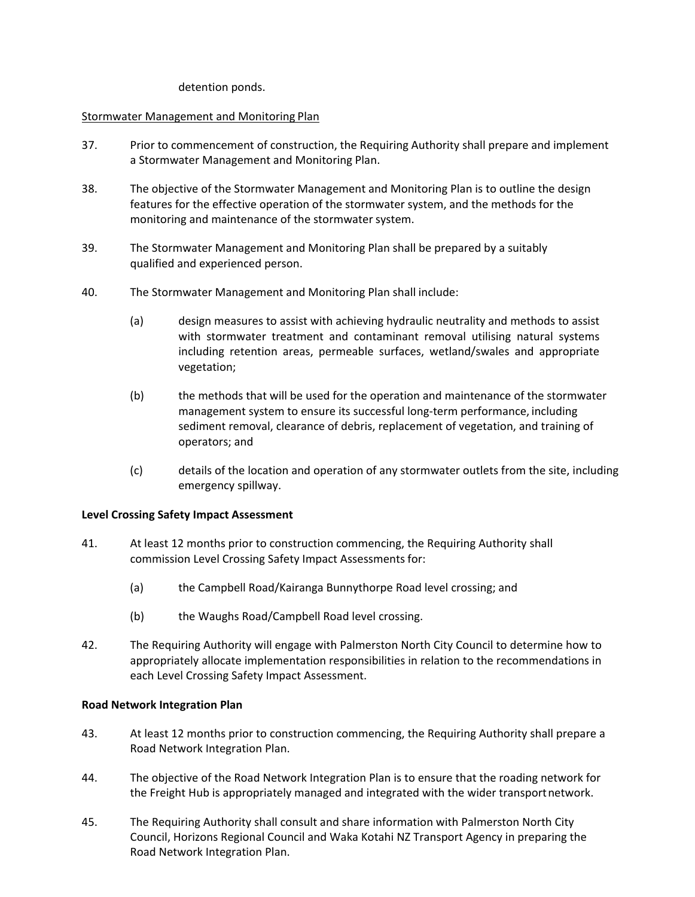detention ponds.

Stormwater Management and Monitoring Plan

37. Prior to commencement of construction, the Requiring Authority shall prepare and implement a Stormwater Management and Monitoring Plan.

38. The objective of the Stormwater Management and Monitoring Plan is to outline the design features for the effective operation of the stormwater system, and the methods for the monitoring and maintenance of the stormwater system.

39. The Stormwater Management and Monitoring Plan shall be prepared by a suitably qualified and experienced person.

40. The Stormwater Management and Monitoring Plan shall include:

    (a) design measures to assist with achieving hydraulic neutrality and methods to assist with stormwater treatment and contaminant removal utilising natural systems including retention areas, permeable surfaces, wetland/swales and appropriate vegetation;

    (b) the methods that will be used for the operation and maintenance of the stormwater management system to ensure its successful long-term performance, including sediment removal, clearance of debris, replacement of vegetation, and training of operators; and

    (c) details of the location and operation of any stormwater outlets from the site, including emergency spillway.

**Level Crossing Safety Impact Assessment**

41. At least 12 months prior to construction commencing, the Requiring Authority shall commission Level Crossing Safety Impact Assessments for:

    (a) the Campbell Road/Kairanga Bunnythorpe Road level crossing; and

    (b) the Waughs Road/Campbell Road level crossing.

42. The Requiring Authority will engage with Palmerston North City Council to determine how to appropriately allocate implementation responsibilities in relation to the recommendations in each Level Crossing Safety Impact Assessment.

**Road Network Integration Plan**

43. At least 12 months prior to construction commencing, the Requiring Authority shall prepare a Road Network Integration Plan.

44. The objective of the Road Network Integration Plan is to ensure that the roading network for the Freight Hub is appropriately managed and integrated with the wider transport network.

45. The Requiring Authority shall consult and share information with Palmerston North City Council, Horizons Regional Council and Waka Kotahi NZ Transport Agency in preparing the Road Network Integration Plan.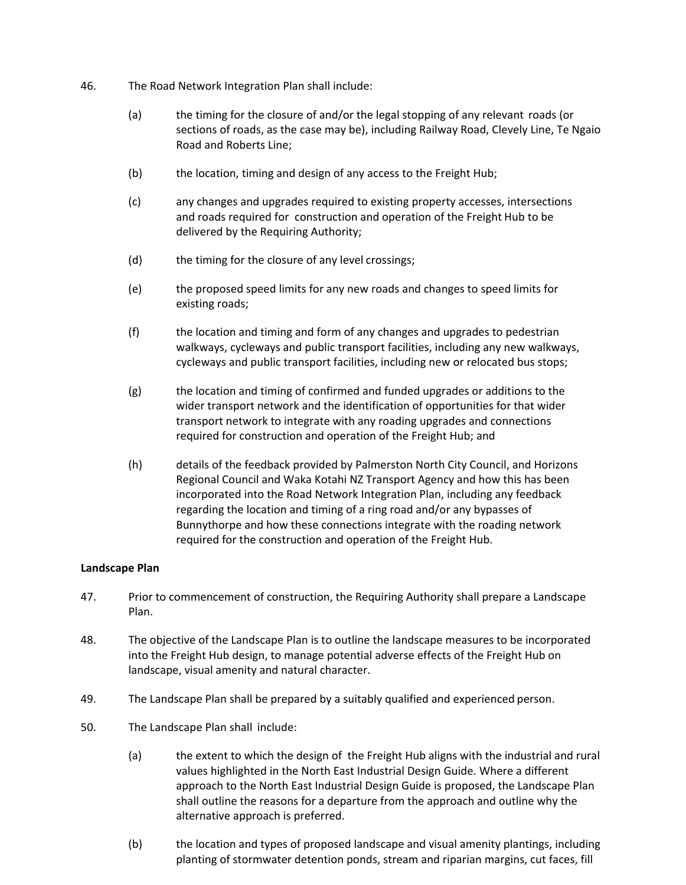46. The Road Network Integration Plan shall include:

    (a) the timing for the closure of and/or the legal stopping of any relevant roads (or sections of roads, as the case may be), including Railway Road, Clevely Line, Te Ngaio Road and Roberts Line;

    (b) the location, timing and design of any access to the Freight Hub;

    (c) any changes and upgrades required to existing property accesses, intersections and roads required for construction and operation of the Freight Hub to be delivered by the Requiring Authority;

    (d) the timing for the closure of any level crossings;

    (e) the proposed speed limits for any new roads and changes to speed limits for existing roads;

    (f) the location and timing and form of any changes and upgrades to pedestrian walkways, cycleways and public transport facilities, including any new walkways, cycleways and public transport facilities, including new or relocated bus stops;

    (g) the location and timing of confirmed and funded upgrades or additions to the wider transport network and the identification of opportunities for that wider transport network to integrate with any roading upgrades and connections required for construction and operation of the Freight Hub; and

    (h) details of the feedback provided by Palmerston North City Council, and Horizons Regional Council and Waka Kotahi NZ Transport Agency and how this has been incorporated into the Road Network Integration Plan, including any feedback regarding the location and timing of a ring road and/or any bypasses of Bunnythorpe and how these connections integrate with the roading network required for the construction and operation of the Freight Hub.

**Landscape Plan**

47. Prior to commencement of construction, the Requiring Authority shall prepare a Landscape Plan.

48. The objective of the Landscape Plan is to outline the landscape measures to be incorporated into the Freight Hub design, to manage potential adverse effects of the Freight Hub on landscape, visual amenity and natural character.

49. The Landscape Plan shall be prepared by a suitably qualified and experienced person.

50. The Landscape Plan shall include:

    (a) the extent to which the design of the Freight Hub aligns with the industrial and rural values highlighted in the North East Industrial Design Guide. Where a different approach to the North East Industrial Design Guide is proposed, the Landscape Plan shall outline the reasons for a departure from the approach and outline why the alternative approach is preferred.

    (b) the location and types of proposed landscape and visual amenity plantings, including planting of stormwater detention ponds, stream and riparian margins, cut faces, fill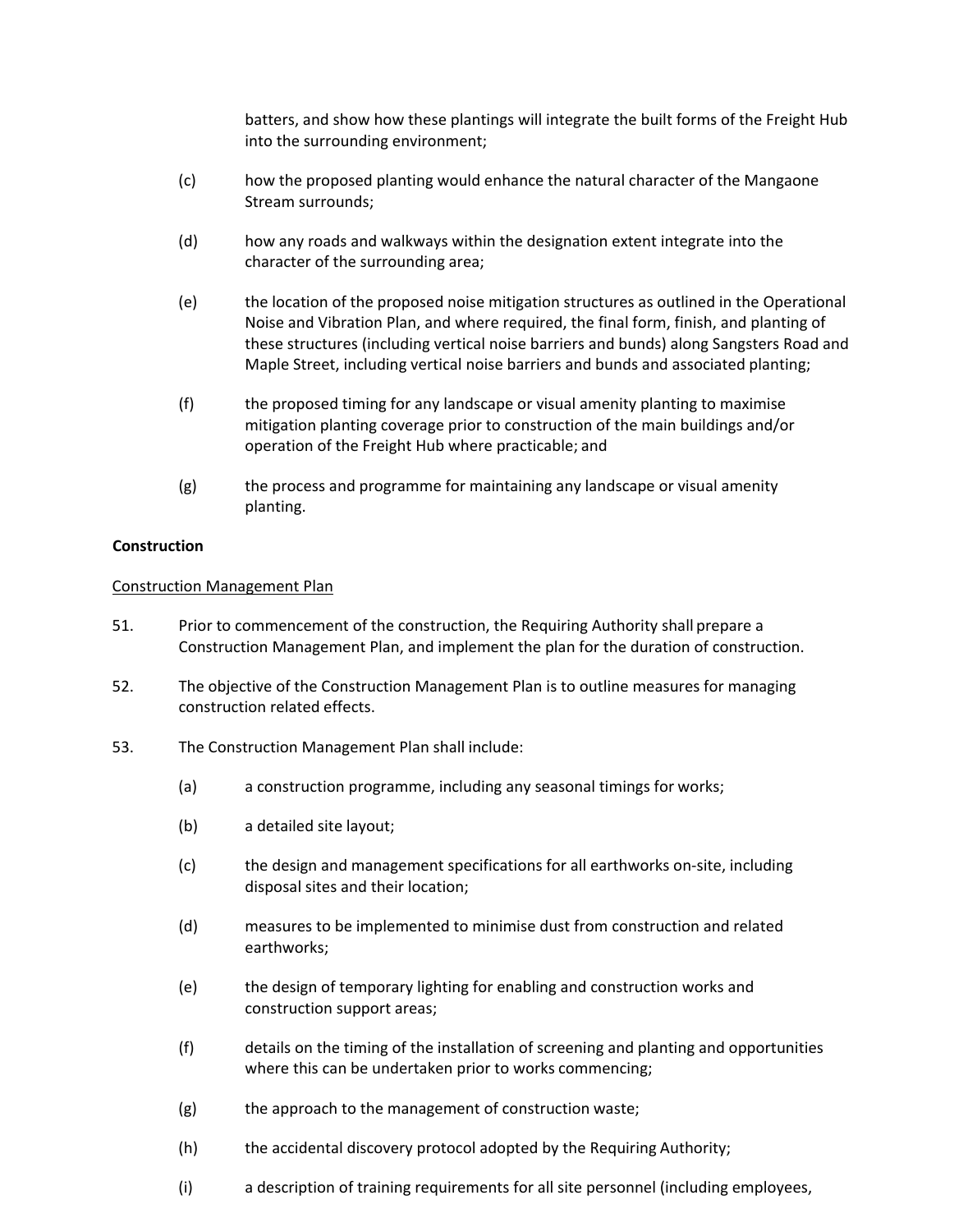batters, and show how these plantings will integrate the built forms of the Freight Hub into the surrounding environment;

(c) how the proposed planting would enhance the natural character of the Mangaone Stream surrounds;

(d) how any roads and walkways within the designation extent integrate into the character of the surrounding area;

(e) the location of the proposed noise mitigation structures as outlined in the Operational Noise and Vibration Plan, and where required, the final form, finish, and planting of these structures (including vertical noise barriers and bunds) along Sangsters Road and Maple Street, including vertical noise barriers and bunds and associated planting;

(f) the proposed timing for any landscape or visual amenity planting to maximise mitigation planting coverage prior to construction of the main buildings and/or operation of the Freight Hub where practicable; and

(g) the process and programme for maintaining any landscape or visual amenity planting.

**Construction**

Construction Management Plan

51. Prior to commencement of the construction, the Requiring Authority shall prepare a Construction Management Plan, and implement the plan for the duration of construction.

52. The objective of the Construction Management Plan is to outline measures for managing construction related effects.

53. The Construction Management Plan shall include:

(a) a construction programme, including any seasonal timings for works;

(b) a detailed site layout;

(c) the design and management specifications for all earthworks on-site, including disposal sites and their location;

(d) measures to be implemented to minimise dust from construction and related earthworks;

(e) the design of temporary lighting for enabling and construction works and construction support areas;

(f) details on the timing of the installation of screening and planting and opportunities where this can be undertaken prior to works commencing;

(g) the approach to the management of construction waste;

(h) the accidental discovery protocol adopted by the Requiring Authority;

(i) a description of training requirements for all site personnel (including employees,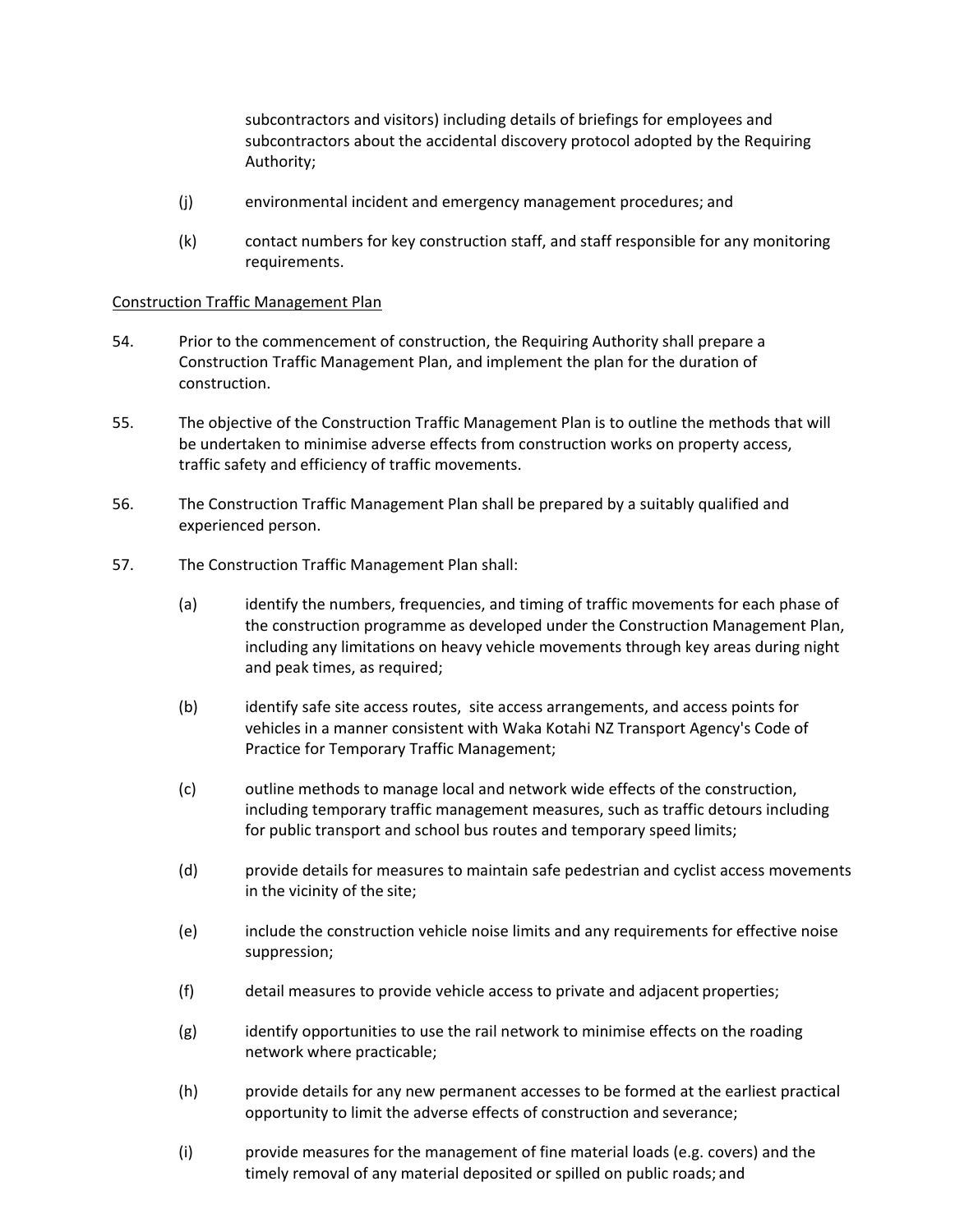subcontractors and visitors) including details of briefings for employees and subcontractors about the accidental discovery protocol adopted by the Requiring Authority;

(j) environmental incident and emergency management procedures; and

(k) contact numbers for key construction staff, and staff responsible for any monitoring requirements.

<u>Construction Traffic Management Plan</u>

54. Prior to the commencement of construction, the Requiring Authority shall prepare a Construction Traffic Management Plan, and implement the plan for the duration of construction.

55. The objective of the Construction Traffic Management Plan is to outline the methods that will be undertaken to minimise adverse effects from construction works on property access, traffic safety and efficiency of traffic movements.

56. The Construction Traffic Management Plan shall be prepared by a suitably qualified and experienced person.

57. The Construction Traffic Management Plan shall:

(a) identify the numbers, frequencies, and timing of traffic movements for each phase of the construction programme as developed under the Construction Management Plan, including any limitations on heavy vehicle movements through key areas during night and peak times, as required;

(b) identify safe site access routes, site access arrangements, and access points for vehicles in a manner consistent with Waka Kotahi NZ Transport Agency's Code of Practice for Temporary Traffic Management;

(c) outline methods to manage local and network wide effects of the construction, including temporary traffic management measures, such as traffic detours including for public transport and school bus routes and temporary speed limits;

(d) provide details for measures to maintain safe pedestrian and cyclist access movements in the vicinity of the site;

(e) include the construction vehicle noise limits and any requirements for effective noise suppression;

(f) detail measures to provide vehicle access to private and adjacent properties;

(g) identify opportunities to use the rail network to minimise effects on the roading network where practicable;

(h) provide details for any new permanent accesses to be formed at the earliest practical opportunity to limit the adverse effects of construction and severance;

(i) provide measures for the management of fine material loads (e.g. covers) and the timely removal of any material deposited or spilled on public roads; and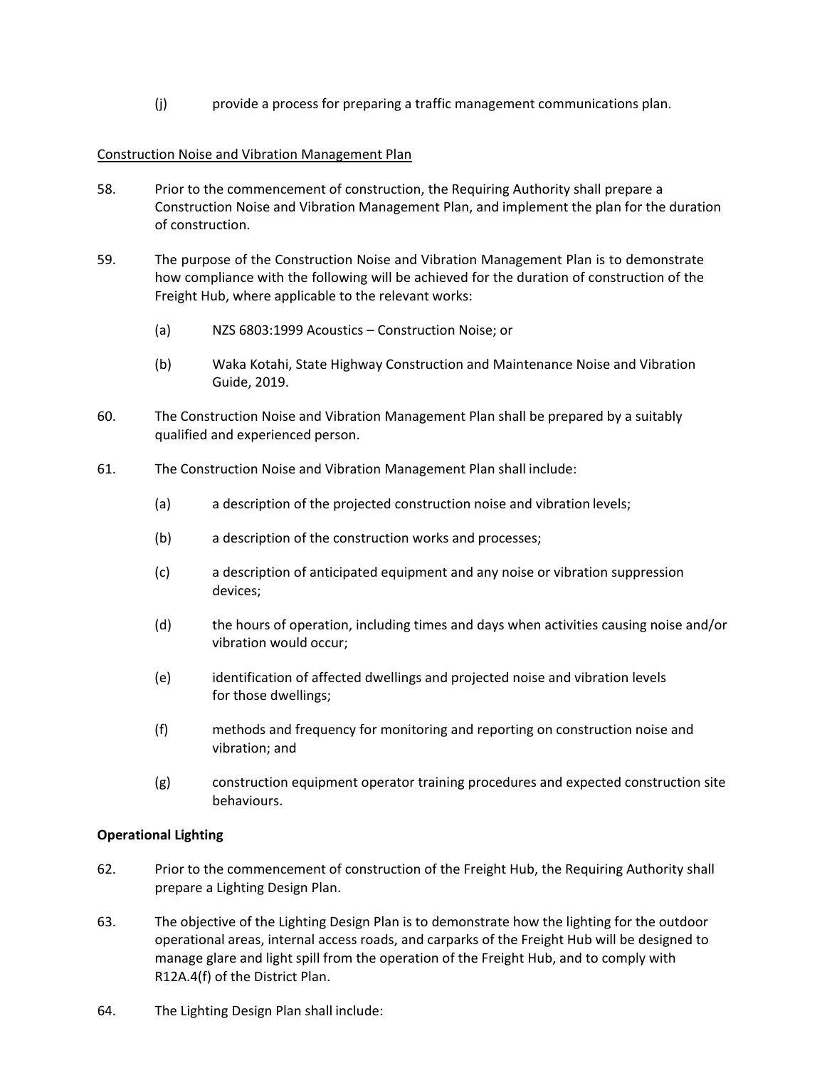(j) provide a process for preparing a traffic management communications plan.

Construction Noise and Vibration Management Plan

58. Prior to the commencement of construction, the Requiring Authority shall prepare a Construction Noise and Vibration Management Plan, and implement the plan for the duration of construction.

59. The purpose of the Construction Noise and Vibration Management Plan is to demonstrate how compliance with the following will be achieved for the duration of construction of the Freight Hub, where applicable to the relevant works:

    (a) NZS 6803:1999 Acoustics – Construction Noise; or

    (b) Waka Kotahi, State Highway Construction and Maintenance Noise and Vibration Guide, 2019.

60. The Construction Noise and Vibration Management Plan shall be prepared by a suitably qualified and experienced person.

61. The Construction Noise and Vibration Management Plan shall include:

    (a) a description of the projected construction noise and vibration levels;

    (b) a description of the construction works and processes;

    (c) a description of anticipated equipment and any noise or vibration suppression devices;

    (d) the hours of operation, including times and days when activities causing noise and/or vibration would occur;

    (e) identification of affected dwellings and projected noise and vibration levels for those dwellings;

    (f) methods and frequency for monitoring and reporting on construction noise and vibration; and

    (g) construction equipment operator training procedures and expected construction site behaviours.

**Operational Lighting**

62. Prior to the commencement of construction of the Freight Hub, the Requiring Authority shall prepare a Lighting Design Plan.

63. The objective of the Lighting Design Plan is to demonstrate how the lighting for the outdoor operational areas, internal access roads, and carparks of the Freight Hub will be designed to manage glare and light spill from the operation of the Freight Hub, and to comply with R12A.4(f) of the District Plan.

64. The Lighting Design Plan shall include: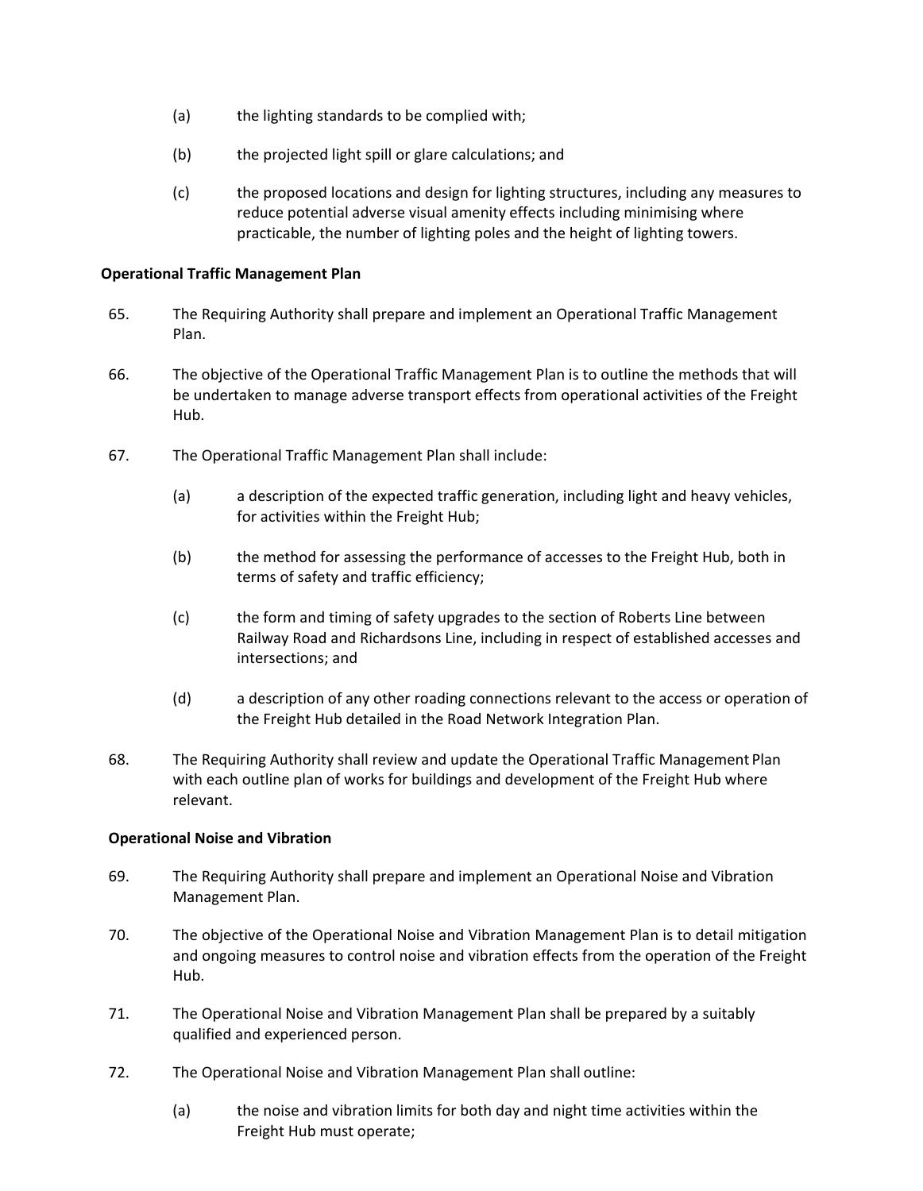(a) the lighting standards to be complied with;

(b) the projected light spill or glare calculations; and

(c) the proposed locations and design for lighting structures, including any measures to reduce potential adverse visual amenity effects including minimising where practicable, the number of lighting poles and the height of lighting towers.

**Operational Traffic Management Plan**

65. The Requiring Authority shall prepare and implement an Operational Traffic Management Plan.

66. The objective of the Operational Traffic Management Plan is to outline the methods that will be undertaken to manage adverse transport effects from operational activities of the Freight Hub.

67. The Operational Traffic Management Plan shall include:

    (a) a description of the expected traffic generation, including light and heavy vehicles, for activities within the Freight Hub;

    (b) the method for assessing the performance of accesses to the Freight Hub, both in terms of safety and traffic efficiency;

    (c) the form and timing of safety upgrades to the section of Roberts Line between Railway Road and Richardsons Line, including in respect of established accesses and intersections; and

    (d) a description of any other roading connections relevant to the access or operation of the Freight Hub detailed in the Road Network Integration Plan.

68. The Requiring Authority shall review and update the Operational Traffic Management Plan with each outline plan of works for buildings and development of the Freight Hub where relevant.

**Operational Noise and Vibration**

69. The Requiring Authority shall prepare and implement an Operational Noise and Vibration Management Plan.

70. The objective of the Operational Noise and Vibration Management Plan is to detail mitigation and ongoing measures to control noise and vibration effects from the operation of the Freight Hub.

71. The Operational Noise and Vibration Management Plan shall be prepared by a suitably qualified and experienced person.

72. The Operational Noise and Vibration Management Plan shall outline:

    (a) the noise and vibration limits for both day and night time activities within the Freight Hub must operate;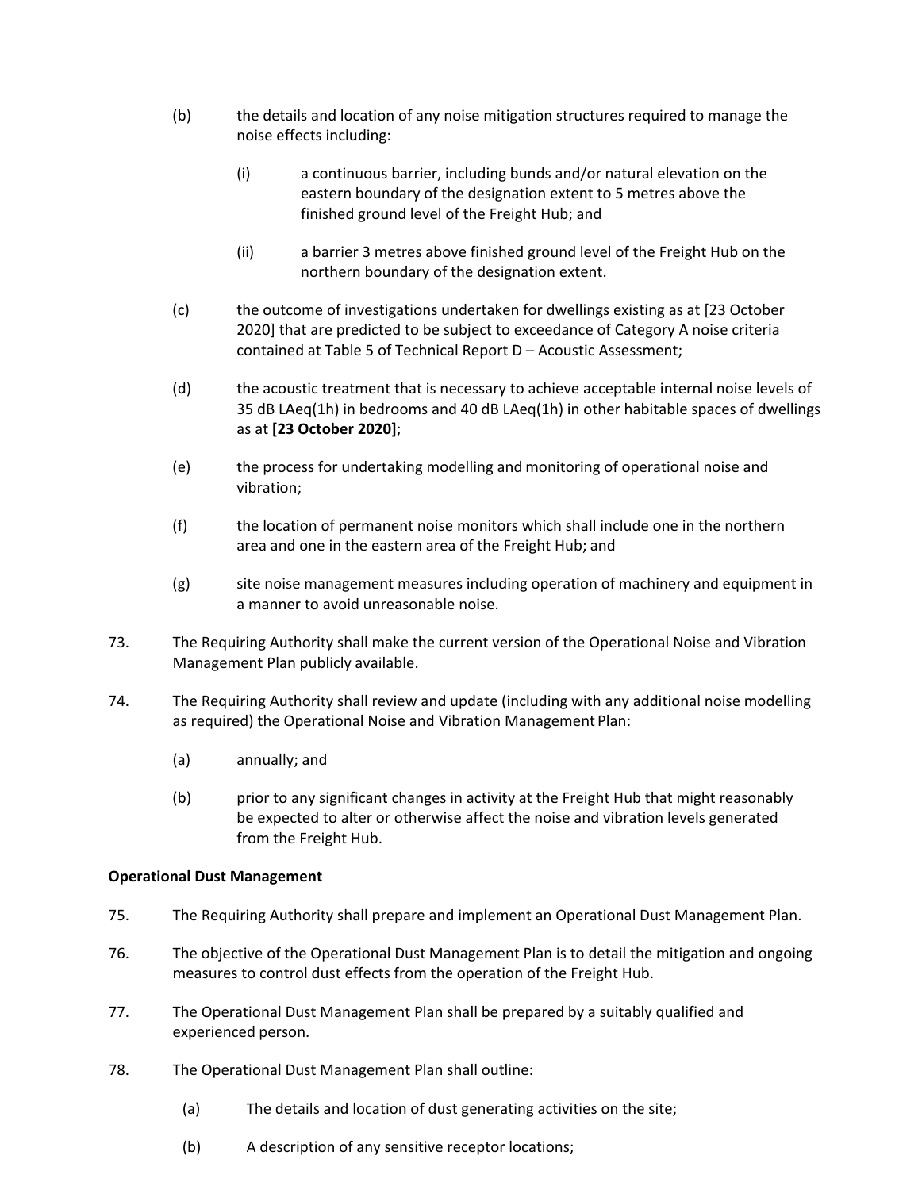(b) the details and location of any noise mitigation structures required to manage the noise effects including:

   (i) a continuous barrier, including bunds and/or natural elevation on the eastern boundary of the designation extent to 5 metres above the finished ground level of the Freight Hub; and

   (ii) a barrier 3 metres above finished ground level of the Freight Hub on the northern boundary of the designation extent.

(c) the outcome of investigations undertaken for dwellings existing as at [23 October 2020] that are predicted to be subject to exceedance of Category A noise criteria contained at Table 5 of Technical Report D – Acoustic Assessment;

(d) the acoustic treatment that is necessary to achieve acceptable internal noise levels of 35 dB LAeq(1h) in bedrooms and 40 dB LAeq(1h) in other habitable spaces of dwellings as at **[23 October 2020]**;

(e) the process for undertaking modelling and monitoring of operational noise and vibration;

(f) the location of permanent noise monitors which shall include one in the northern area and one in the eastern area of the Freight Hub; and

(g) site noise management measures including operation of machinery and equipment in a manner to avoid unreasonable noise.

73. The Requiring Authority shall make the current version of the Operational Noise and Vibration Management Plan publicly available.

74. The Requiring Authority shall review and update (including with any additional noise modelling as required) the Operational Noise and Vibration Management Plan:

   (a) annually; and

   (b) prior to any significant changes in activity at the Freight Hub that might reasonably be expected to alter or otherwise affect the noise and vibration levels generated from the Freight Hub.

**Operational Dust Management**

75. The Requiring Authority shall prepare and implement an Operational Dust Management Plan.

76. The objective of the Operational Dust Management Plan is to detail the mitigation and ongoing measures to control dust effects from the operation of the Freight Hub.

77. The Operational Dust Management Plan shall be prepared by a suitably qualified and experienced person.

78. The Operational Dust Management Plan shall outline:

   (a) The details and location of dust generating activities on the site;

   (b) A description of any sensitive receptor locations;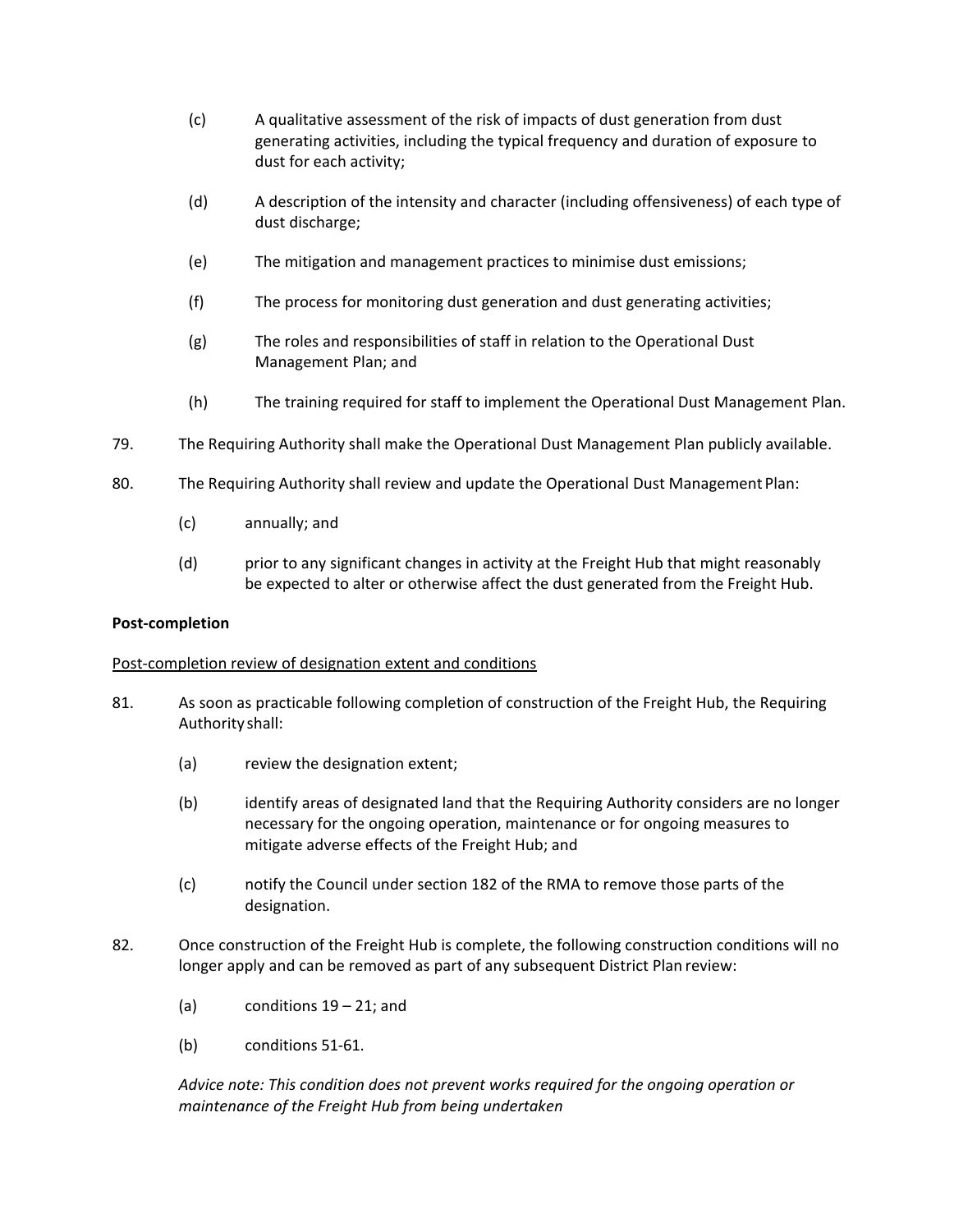(c) A qualitative assessment of the risk of impacts of dust generation from dust generating activities, including the typical frequency and duration of exposure to dust for each activity;

(d) A description of the intensity and character (including offensiveness) of each type of dust discharge;

(e) The mitigation and management practices to minimise dust emissions;

(f) The process for monitoring dust generation and dust generating activities;

(g) The roles and responsibilities of staff in relation to the Operational Dust Management Plan; and

(h) The training required for staff to implement the Operational Dust Management Plan.

79. The Requiring Authority shall make the Operational Dust Management Plan publicly available.

80. The Requiring Authority shall review and update the Operational Dust Management Plan:

(c) annually; and

(d) prior to any significant changes in activity at the Freight Hub that might reasonably be expected to alter or otherwise affect the dust generated from the Freight Hub.

**Post-completion**

Post-completion review of designation extent and conditions

81. As soon as practicable following completion of construction of the Freight Hub, the Requiring Authority shall:

(a) review the designation extent;

(b) identify areas of designated land that the Requiring Authority considers are no longer necessary for the ongoing operation, maintenance or for ongoing measures to mitigate adverse effects of the Freight Hub; and

(c) notify the Council under section 182 of the RMA to remove those parts of the designation.

82. Once construction of the Freight Hub is complete, the following construction conditions will no longer apply and can be removed as part of any subsequent District Plan review:

(a) conditions 19 – 21; and

(b) conditions 51-61.

*Advice note: This condition does not prevent works required for the ongoing operation or maintenance of the Freight Hub from being undertaken*